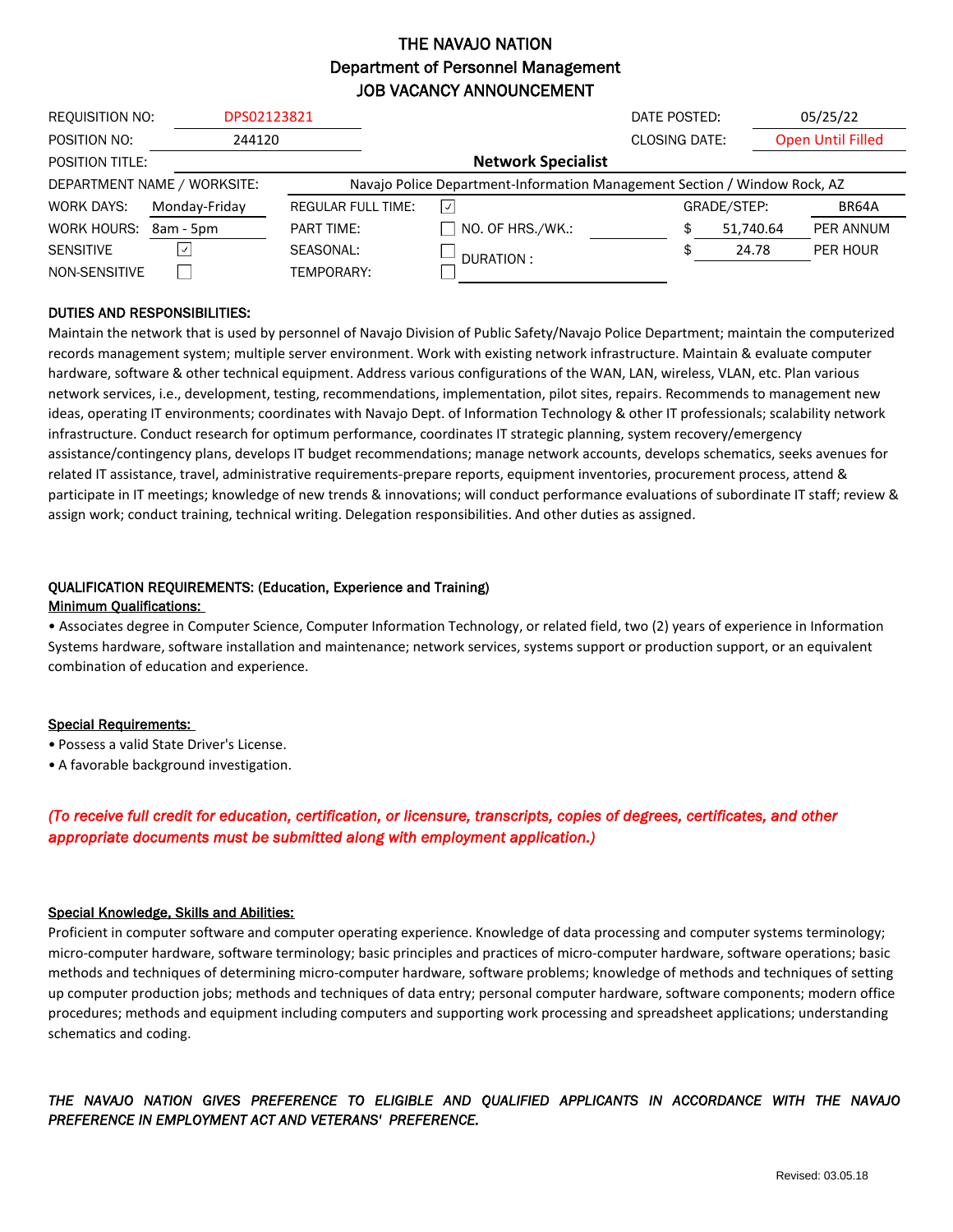# THE NAVAJO NATION
## Department of Personnel Management
## JOB VACANCY ANNOUNCEMENT

| | | | | | |
|---|---|---|---|---|---|
| REQUISITION NO: | DPS02123821 | | DATE POSTED: | | 05/25/22 |
| POSITION NO: | 244120 | | CLOSING DATE: | | Open Until Filled |
| POSITION TITLE: | | **Network Specialist** | | | |
| DEPARTMENT NAME / WORKSITE: | | Navajo Police Department-Information Management Section / Window Rock, AZ | | | |
| WORK DAYS: | Monday-Friday | REGULAR FULL TIME: | ☑ | GRADE/STEP: | BR64A |
| WORK HOURS: | 8am - 5pm | PART TIME: | ☐ NO. OF HRS./WK.: | $ 51,740.64 | PER ANNUM |
| SENSITIVE | ☑ | SEASONAL: | ☐ DURATION : | $ 24.78 | PER HOUR |
| NON-SENSITIVE | ☐ | TEMPORARY: | ☐ | | |

### DUTIES AND RESPONSIBILITIES:

Maintain the network that is used by personnel of Navajo Division of Public Safety/Navajo Police Department; maintain the computerized records management system; multiple server environment. Work with existing network infrastructure. Maintain & evaluate computer hardware, software & other technical equipment. Address various configurations of the WAN, LAN, wireless, VLAN, etc. Plan various network services, i.e., development, testing, recommendations, implementation, pilot sites, repairs. Recommends to management new ideas, operating IT environments; coordinates with Navajo Dept. of Information Technology & other IT professionals; scalability network infrastructure. Conduct research for optimum performance, coordinates IT strategic planning, system recovery/emergency assistance/contingency plans, develops IT budget recommendations; manage network accounts, develops schematics, seeks avenues for related IT assistance, travel, administrative requirements-prepare reports, equipment inventories, procurement process, attend & participate in IT meetings; knowledge of new trends & innovations; will conduct performance evaluations of subordinate IT staff; review & assign work; conduct training, technical writing. Delegation responsibilities. And other duties as assigned.

### QUALIFICATION REQUIREMENTS: (Education, Experience and Training)

**Minimum Qualifications:**

- Associates degree in Computer Science, Computer Information Technology, or related field, two (2) years of experience in Information Systems hardware, software installation and maintenance; network services, systems support or production support, or an equivalent combination of education and experience.

**Special Requirements:**

- Possess a valid State Driver's License.
- A favorable background investigation.

*(To receive full credit for education, certification, or licensure, transcripts, copies of degrees, certificates, and other appropriate documents must be submitted along with employment application.)*

**Special Knowledge, Skills and Abilities:**

Proficient in computer software and computer operating experience. Knowledge of data processing and computer systems terminology; micro-computer hardware, software terminology; basic principles and practices of micro-computer hardware, software operations; basic methods and techniques of determining micro-computer hardware, software problems; knowledge of methods and techniques of setting up computer production jobs; methods and techniques of data entry; personal computer hardware, software components; modern office procedures; methods and equipment including computers and supporting work processing and spreadsheet applications; understanding schematics and coding.

*THE NAVAJO NATION GIVES PREFERENCE TO ELIGIBLE AND QUALIFIED APPLICANTS IN ACCORDANCE WITH THE NAVAJO PREFERENCE IN EMPLOYMENT ACT AND VETERANS' PREFERENCE.*

Revised: 03.05.18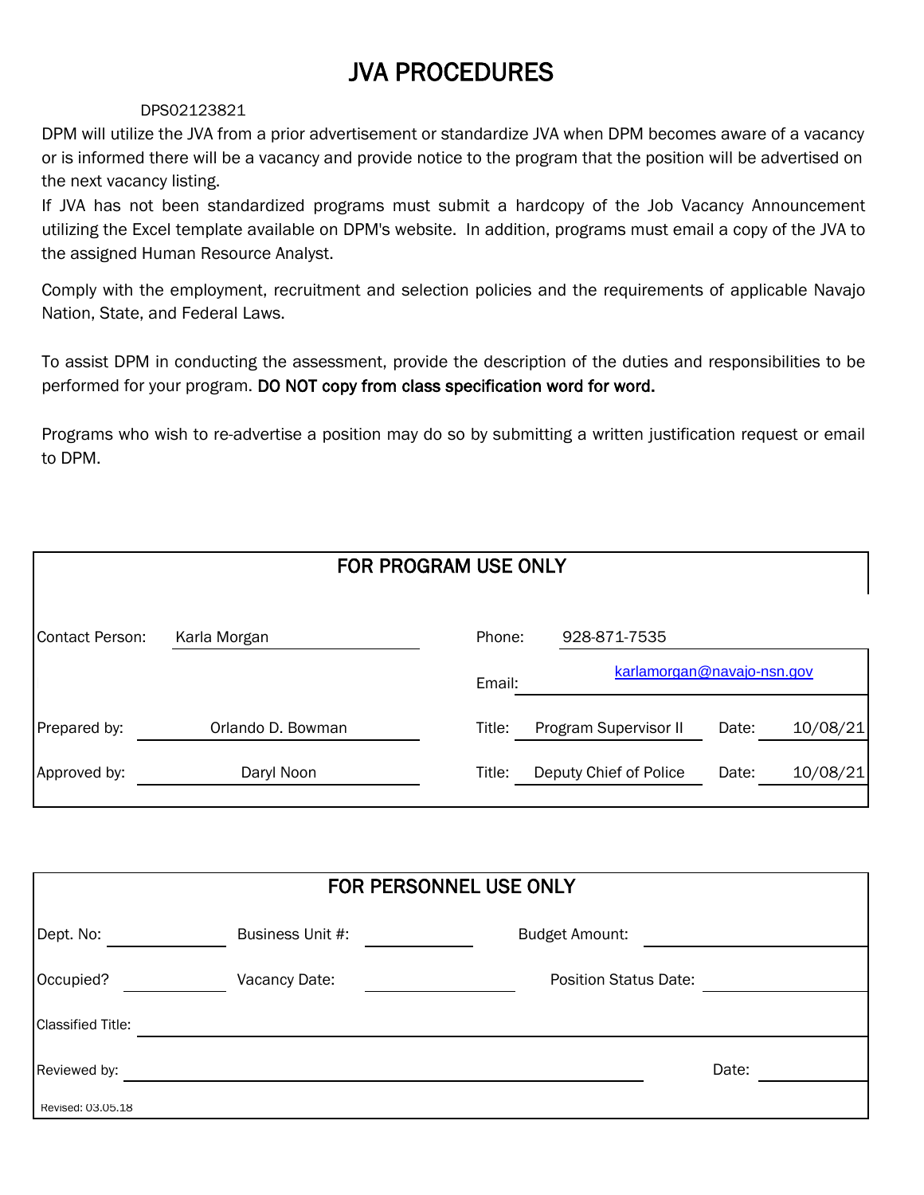# JVA PROCEDURES

DPS02123821

DPM will utilize the JVA from a prior advertisement or standardize JVA when DPM becomes aware of a vacancy or is informed there will be a vacancy and provide notice to the program that the position will be advertised on the next vacancy listing.

If JVA has not been standardized programs must submit a hardcopy of the Job Vacancy Announcement utilizing the Excel template available on DPM's website. In addition, programs must email a copy of the JVA to the assigned Human Resource Analyst.

Comply with the employment, recruitment and selection policies and the requirements of applicable Navajo Nation, State, and Federal Laws.

To assist DPM in conducting the assessment, provide the description of the duties and responsibilities to be performed for your program. **DO NOT copy from class specification word for word.**

Programs who wish to re-advertise a position may do so by submitting a written justification request or email to DPM.

## FOR PROGRAM USE ONLY

| | | | | | |
|---|---|---|---|---|---|
| Contact Person: | Karla Morgan | Phone: | 928-871-7535 | | |
| | | Email: | karlamorgan@navajo-nsn.gov | | |
| Prepared by: | Orlando D. Bowman | Title: | Program Supervisor II | Date: | 10/08/21 |
| Approved by: | Daryl Noon | Title: | Deputy Chief of Police | Date: | 10/08/21 |

## FOR PERSONNEL USE ONLY

| | | | | | |
|---|---|---|---|---|---|
| Dept. No: | | Business Unit #: | | Budget Amount: | |
| Occupied? | | Vacancy Date: | | Position Status Date: | |
| Classified Title: | | | | | |
| Reviewed by: | | | | Date: | |

Revised: 03.05.18